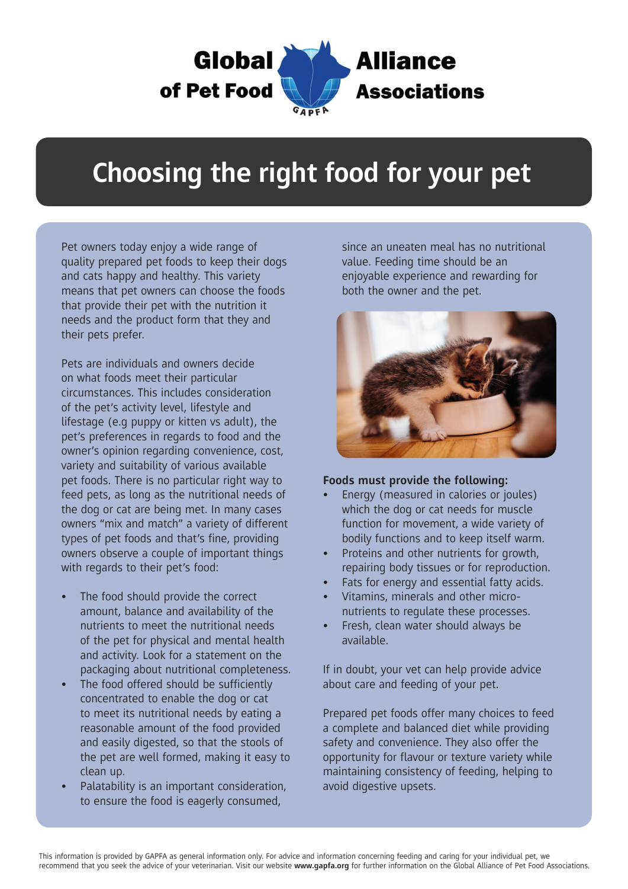**Global Alliance of Pet Food Associations**

# Choosing the right food for your pet

Pet owners today enjoy a wide range of quality prepared pet foods to keep their dogs and cats happy and healthy. This variety means that pet owners can choose the foods that provide their pet with the nutrition it needs and the product form that they and their pets prefer.

Pets are individuals and owners decide on what foods meet their particular circumstances. This includes consideration of the pet's activity level, lifestyle and lifestage (e.g puppy or kitten vs adult), the pet's preferences in regards to food and the owner's opinion regarding convenience, cost, variety and suitability of various available pet foods. There is no particular right way to feed pets, as long as the nutritional needs of the dog or cat are being met. In many cases owners "mix and match" a variety of different types of pet foods and that's fine, providing owners observe a couple of important things with regards to their pet's food:

- The food should provide the correct amount, balance and availability of the nutrients to meet the nutritional needs of the pet for physical and mental health and activity. Look for a statement on the packaging about nutritional completeness.
- The food offered should be sufficiently concentrated to enable the dog or cat to meet its nutritional needs by eating a reasonable amount of the food provided and easily digested, so that the stools of the pet are well formed, making it easy to clean up.
- Palatability is an important consideration, to ensure the food is eagerly consumed, since an uneaten meal has no nutritional value. Feeding time should be an enjoyable experience and rewarding for both the owner and the pet.

**Foods must provide the following:**

- Energy (measured in calories or joules) which the dog or cat needs for muscle function for movement, a wide variety of bodily functions and to keep itself warm.
- Proteins and other nutrients for growth, repairing body tissues or for reproduction.
- Fats for energy and essential fatty acids.
- Vitamins, minerals and other micro-nutrients to regulate these processes.
- Fresh, clean water should always be available.

If in doubt, your vet can help provide advice about care and feeding of your pet.

Prepared pet foods offer many choices to feed a complete and balanced diet while providing safety and convenience. They also offer the opportunity for flavour or texture variety while maintaining consistency of feeding, helping to avoid digestive upsets.

This information is provided by GAPFA as general information only. For advice and information concerning feeding and caring for your individual pet, we recommend that you seek the advice of your veterinarian. Visit our website **www.gapfa.org** for further information on the Global Alliance of Pet Food Associations.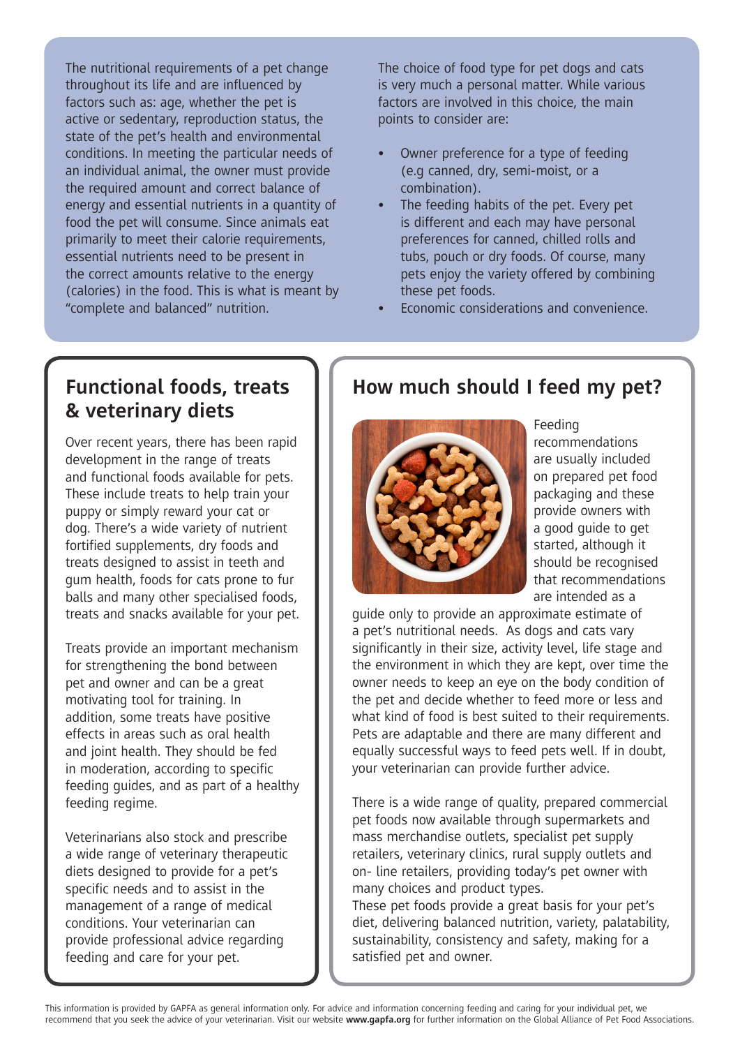The nutritional requirements of a pet change throughout its life and are influenced by factors such as: age, whether the pet is active or sedentary, reproduction status, the state of the pet's health and environmental conditions. In meeting the particular needs of an individual animal, the owner must provide the required amount and correct balance of energy and essential nutrients in a quantity of food the pet will consume. Since animals eat primarily to meet their calorie requirements, essential nutrients need to be present in the correct amounts relative to the energy (calories) in the food. This is what is meant by "complete and balanced" nutrition.

The choice of food type for pet dogs and cats is very much a personal matter. While various factors are involved in this choice, the main points to consider are:

- Owner preference for a type of feeding (e.g canned, dry, semi-moist, or a combination).
- The feeding habits of the pet. Every pet is different and each may have personal preferences for canned, chilled rolls and tubs, pouch or dry foods. Of course, many pets enjoy the variety offered by combining these pet foods.
- Economic considerations and convenience.

## Functional foods, treats & veterinary diets

Over recent years, there has been rapid development in the range of treats and functional foods available for pets. These include treats to help train your puppy or simply reward your cat or dog. There's a wide variety of nutrient fortified supplements, dry foods and treats designed to assist in teeth and gum health, foods for cats prone to fur balls and many other specialised foods, treats and snacks available for your pet.

Treats provide an important mechanism for strengthening the bond between pet and owner and can be a great motivating tool for training. In addition, some treats have positive effects in areas such as oral health and joint health. They should be fed in moderation, according to specific feeding guides, and as part of a healthy feeding regime.

Veterinarians also stock and prescribe a wide range of veterinary therapeutic diets designed to provide for a pet's specific needs and to assist in the management of a range of medical conditions. Your veterinarian can provide professional advice regarding feeding and care for your pet.

## How much should I feed my pet?

Feeding recommendations are usually included on prepared pet food packaging and these provide owners with a good guide to get started, although it should be recognised that recommendations are intended as a guide only to provide an approximate estimate of a pet's nutritional needs. As dogs and cats vary significantly in their size, activity level, life stage and the environment in which they are kept, over time the owner needs to keep an eye on the body condition of the pet and decide whether to feed more or less and what kind of food is best suited to their requirements. Pets are adaptable and there are many different and equally successful ways to feed pets well. If in doubt, your veterinarian can provide further advice.

There is a wide range of quality, prepared commercial pet foods now available through supermarkets and mass merchandise outlets, specialist pet supply retailers, veterinary clinics, rural supply outlets and on- line retailers, providing today's pet owner with many choices and product types.
These pet foods provide a great basis for your pet's diet, delivering balanced nutrition, variety, palatability, sustainability, consistency and safety, making for a satisfied pet and owner.

This information is provided by GAPFA as general information only. For advice and information concerning feeding and caring for your individual pet, we recommend that you seek the advice of your veterinarian. Visit our website **www.gapfa.org** for further information on the Global Alliance of Pet Food Associations.